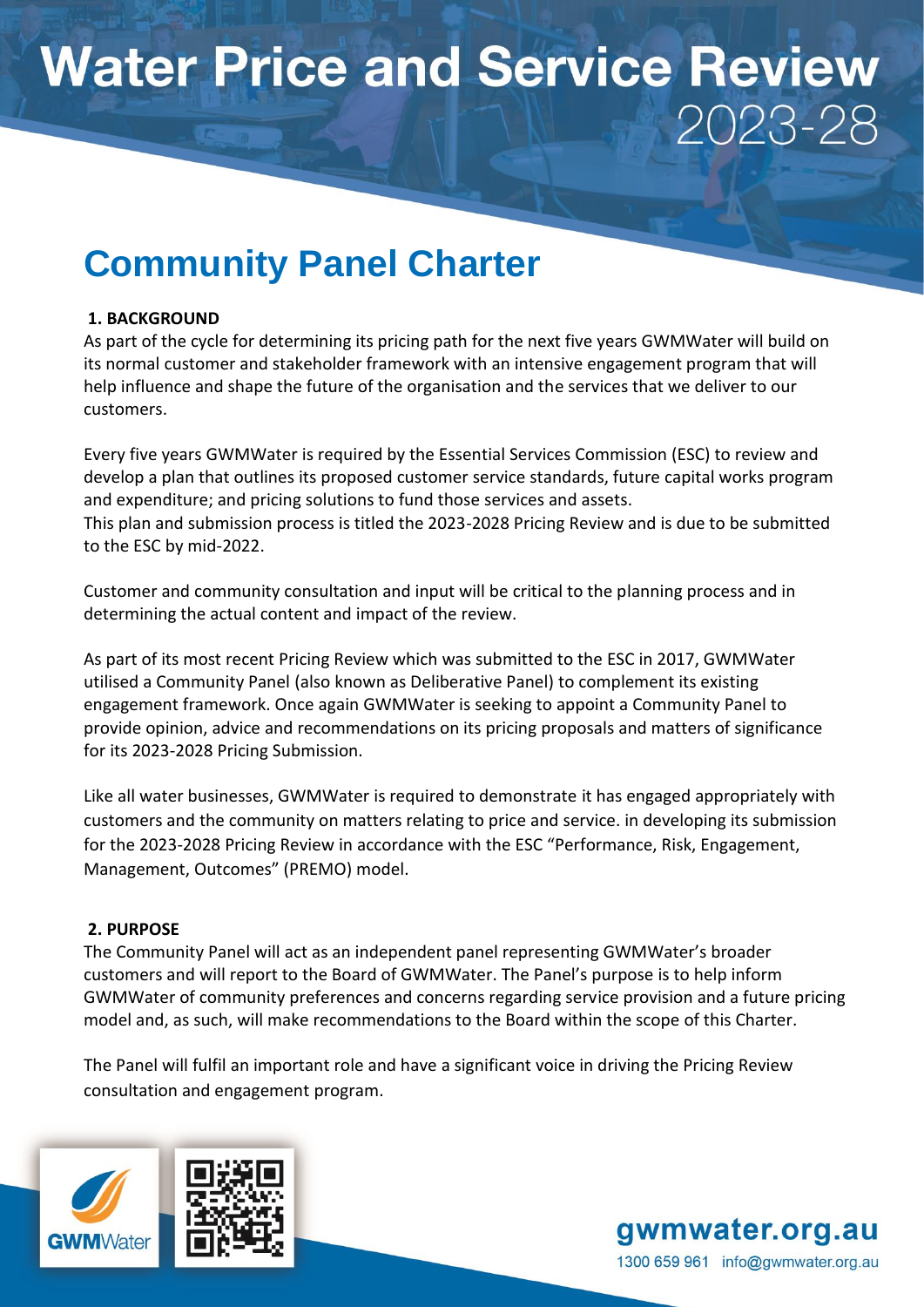# Water Price and Service Review 2023-28

## Community Panel Charter

**1. BACKGROUND**

As part of the cycle for determining its pricing path for the next five years GWMWater will build on its normal customer and stakeholder framework with an intensive engagement program that will help influence and shape the future of the organisation and the services that we deliver to our customers.

Every five years GWMWater is required by the Essential Services Commission (ESC) to review and develop a plan that outlines its proposed customer service standards, future capital works program and expenditure; and pricing solutions to fund those services and assets.
This plan and submission process is titled the 2023-2028 Pricing Review and is due to be submitted to the ESC by mid-2022.

Customer and community consultation and input will be critical to the planning process and in determining the actual content and impact of the review.

As part of its most recent Pricing Review which was submitted to the ESC in 2017, GWMWater utilised a Community Panel (also known as Deliberative Panel) to complement its existing engagement framework. Once again GWMWater is seeking to appoint a Community Panel to provide opinion, advice and recommendations on its pricing proposals and matters of significance for its 2023-2028 Pricing Submission.

Like all water businesses, GWMWater is required to demonstrate it has engaged appropriately with customers and the community on matters relating to price and service. in developing its submission for the 2023-2028 Pricing Review in accordance with the ESC "Performance, Risk, Engagement, Management, Outcomes" (PREMO) model.

**2. PURPOSE**

The Community Panel will act as an independent panel representing GWMWater's broader customers and will report to the Board of GWMWater. The Panel's purpose is to help inform GWMWater of community preferences and concerns regarding service provision and a future pricing model and, as such, will make recommendations to the Board within the scope of this Charter.

The Panel will fulfil an important role and have a significant voice in driving the Pricing Review consultation and engagement program.

gwmwater.org.au
1300 659 961 info@gwmwater.org.au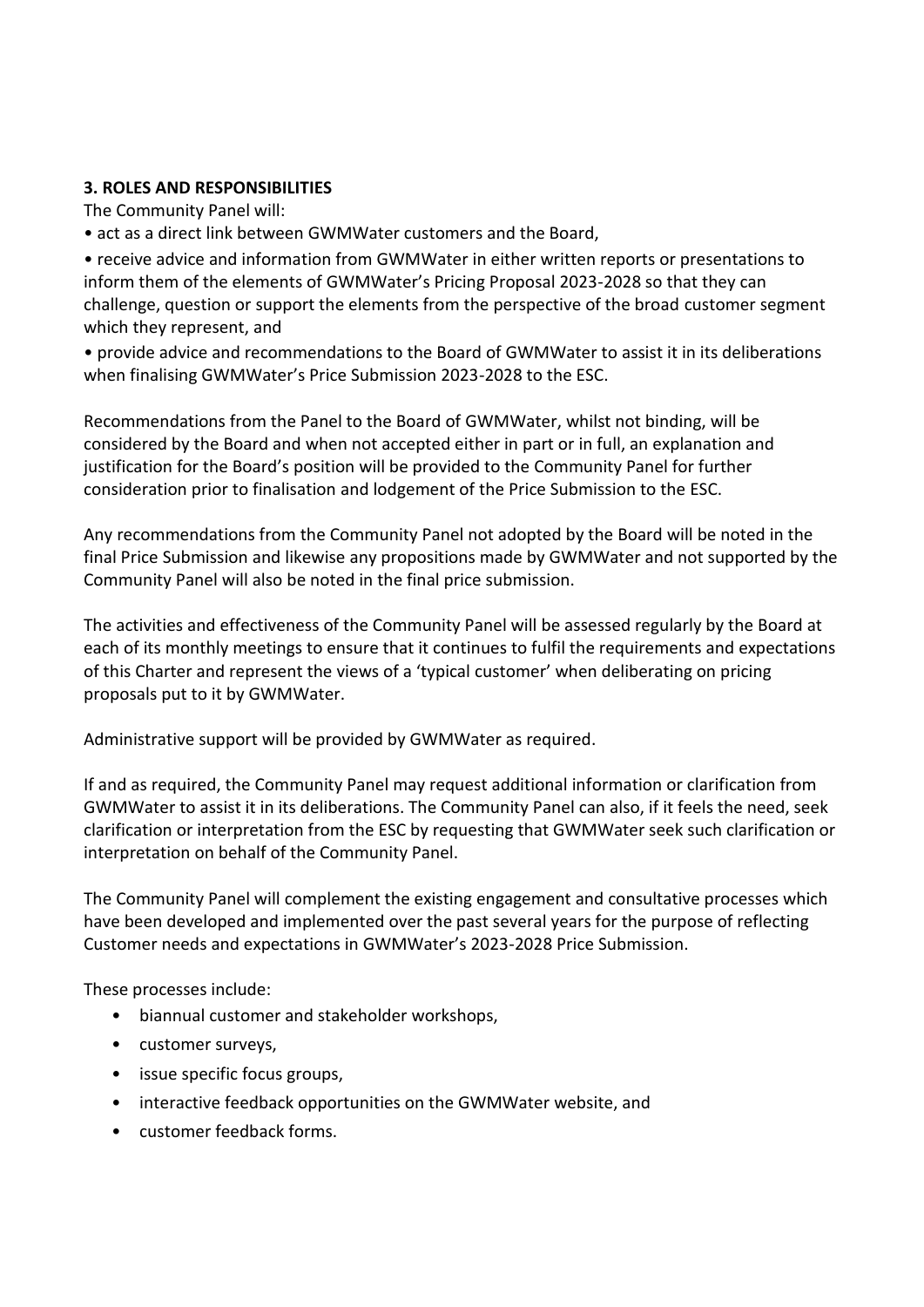### 3. ROLES AND RESPONSIBILITIES

The Community Panel will:

- act as a direct link between GWMWater customers and the Board,
- receive advice and information from GWMWater in either written reports or presentations to inform them of the elements of GWMWater's Pricing Proposal 2023-2028 so that they can challenge, question or support the elements from the perspective of the broad customer segment which they represent, and
- provide advice and recommendations to the Board of GWMWater to assist it in its deliberations when finalising GWMWater's Price Submission 2023-2028 to the ESC.

Recommendations from the Panel to the Board of GWMWater, whilst not binding, will be considered by the Board and when not accepted either in part or in full, an explanation and justification for the Board's position will be provided to the Community Panel for further consideration prior to finalisation and lodgement of the Price Submission to the ESC.

Any recommendations from the Community Panel not adopted by the Board will be noted in the final Price Submission and likewise any propositions made by GWMWater and not supported by the Community Panel will also be noted in the final price submission.

The activities and effectiveness of the Community Panel will be assessed regularly by the Board at each of its monthly meetings to ensure that it continues to fulfil the requirements and expectations of this Charter and represent the views of a 'typical customer' when deliberating on pricing proposals put to it by GWMWater.

Administrative support will be provided by GWMWater as required.

If and as required, the Community Panel may request additional information or clarification from GWMWater to assist it in its deliberations. The Community Panel can also, if it feels the need, seek clarification or interpretation from the ESC by requesting that GWMWater seek such clarification or interpretation on behalf of the Community Panel.

The Community Panel will complement the existing engagement and consultative processes which have been developed and implemented over the past several years for the purpose of reflecting Customer needs and expectations in GWMWater's 2023-2028 Price Submission.

These processes include:

- biannual customer and stakeholder workshops,
- customer surveys,
- issue specific focus groups,
- interactive feedback opportunities on the GWMWater website, and
- customer feedback forms.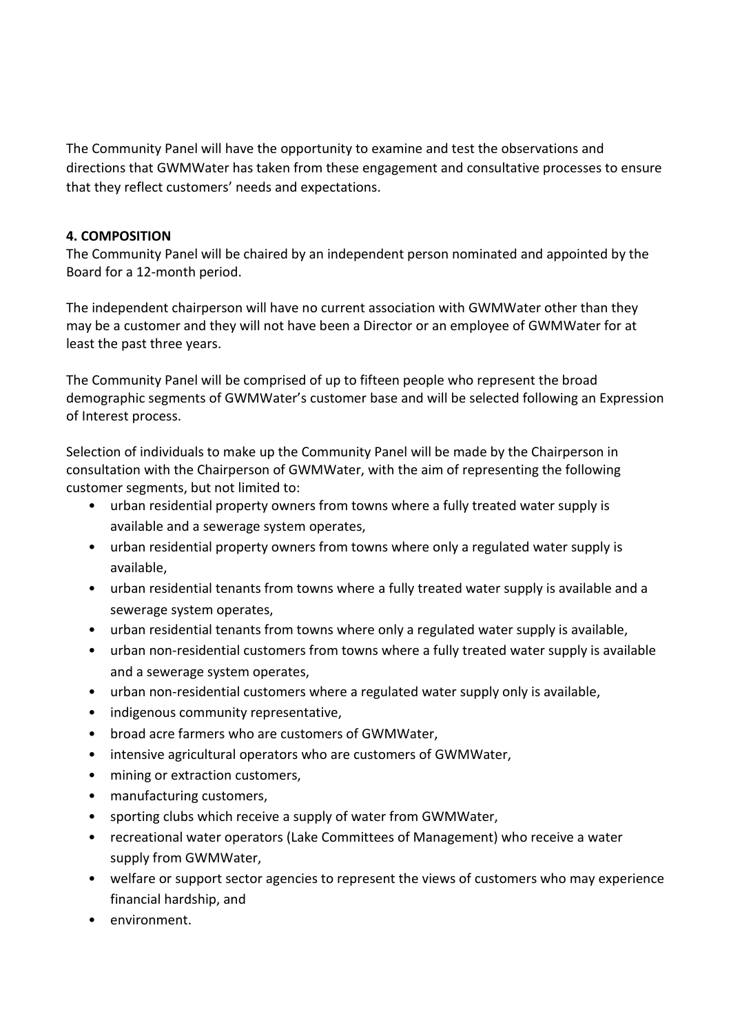The Community Panel will have the opportunity to examine and test the observations and directions that GWMWater has taken from these engagement and consultative processes to ensure that they reflect customers' needs and expectations.

**4. COMPOSITION**

The Community Panel will be chaired by an independent person nominated and appointed by the Board for a 12-month period.

The independent chairperson will have no current association with GWMWater other than they may be a customer and they will not have been a Director or an employee of GWMWater for at least the past three years.

The Community Panel will be comprised of up to fifteen people who represent the broad demographic segments of GWMWater's customer base and will be selected following an Expression of Interest process.

Selection of individuals to make up the Community Panel will be made by the Chairperson in consultation with the Chairperson of GWMWater, with the aim of representing the following customer segments, but not limited to:

- urban residential property owners from towns where a fully treated water supply is available and a sewerage system operates,
- urban residential property owners from towns where only a regulated water supply is available,
- urban residential tenants from towns where a fully treated water supply is available and a sewerage system operates,
- urban residential tenants from towns where only a regulated water supply is available,
- urban non-residential customers from towns where a fully treated water supply is available and a sewerage system operates,
- urban non-residential customers where a regulated water supply only is available,
- indigenous community representative,
- broad acre farmers who are customers of GWMWater,
- intensive agricultural operators who are customers of GWMWater,
- mining or extraction customers,
- manufacturing customers,
- sporting clubs which receive a supply of water from GWMWater,
- recreational water operators (Lake Committees of Management) who receive a water supply from GWMWater,
- welfare or support sector agencies to represent the views of customers who may experience financial hardship, and
- environment.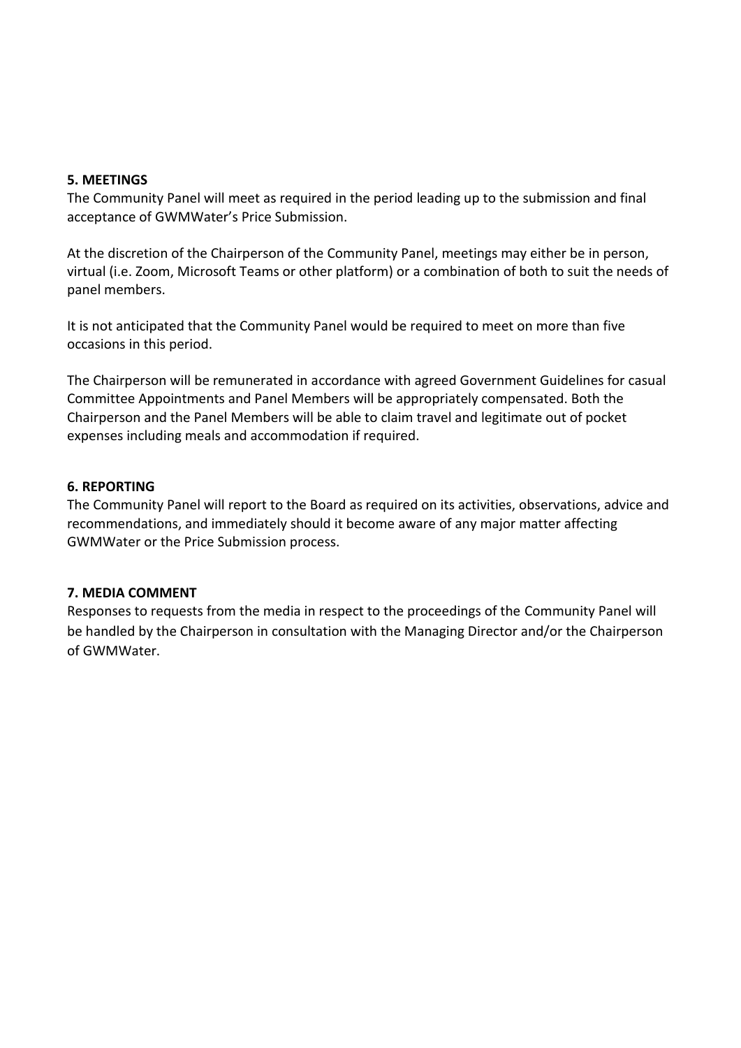**5. MEETINGS**

The Community Panel will meet as required in the period leading up to the submission and final acceptance of GWMWater's Price Submission.

At the discretion of the Chairperson of the Community Panel, meetings may either be in person, virtual (i.e. Zoom, Microsoft Teams or other platform) or a combination of both to suit the needs of panel members.

It is not anticipated that the Community Panel would be required to meet on more than five occasions in this period.

The Chairperson will be remunerated in accordance with agreed Government Guidelines for casual Committee Appointments and Panel Members will be appropriately compensated. Both the Chairperson and the Panel Members will be able to claim travel and legitimate out of pocket expenses including meals and accommodation if required.

**6. REPORTING**

The Community Panel will report to the Board as required on its activities, observations, advice and recommendations, and immediately should it become aware of any major matter affecting GWMWater or the Price Submission process.

**7. MEDIA COMMENT**

Responses to requests from the media in respect to the proceedings of the Community Panel will be handled by the Chairperson in consultation with the Managing Director and/or the Chairperson of GWMWater.